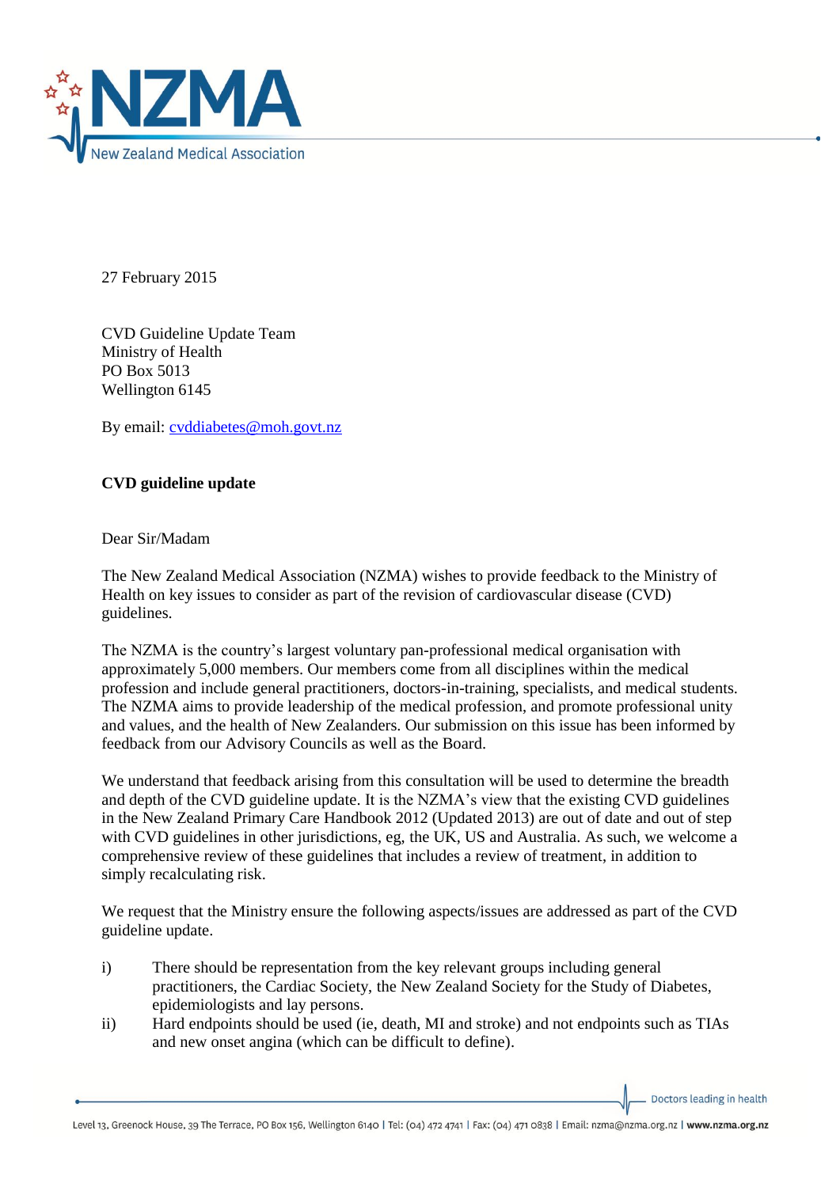27 February 2015

CVD Guideline Update Team
Ministry of Health
PO Box 5013
Wellington 6145

By email: cvddiabetes@moh.govt.nz

**CVD guideline update**

Dear Sir/Madam

The New Zealand Medical Association (NZMA) wishes to provide feedback to the Ministry of Health on key issues to consider as part of the revision of cardiovascular disease (CVD) guidelines.

The NZMA is the country's largest voluntary pan-professional medical organisation with approximately 5,000 members. Our members come from all disciplines within the medical profession and include general practitioners, doctors-in-training, specialists, and medical students. The NZMA aims to provide leadership of the medical profession, and promote professional unity and values, and the health of New Zealanders. Our submission on this issue has been informed by feedback from our Advisory Councils as well as the Board.

We understand that feedback arising from this consultation will be used to determine the breadth and depth of the CVD guideline update. It is the NZMA's view that the existing CVD guidelines in the New Zealand Primary Care Handbook 2012 (Updated 2013) are out of date and out of step with CVD guidelines in other jurisdictions, eg, the UK, US and Australia. As such, we welcome a comprehensive review of these guidelines that includes a review of treatment, in addition to simply recalculating risk.

We request that the Ministry ensure the following aspects/issues are addressed as part of the CVD guideline update.

i) There should be representation from the key relevant groups including general practitioners, the Cardiac Society, the New Zealand Society for the Study of Diabetes, epidemiologists and lay persons.

ii) Hard endpoints should be used (ie, death, MI and stroke) and not endpoints such as TIAs and new onset angina (which can be difficult to define).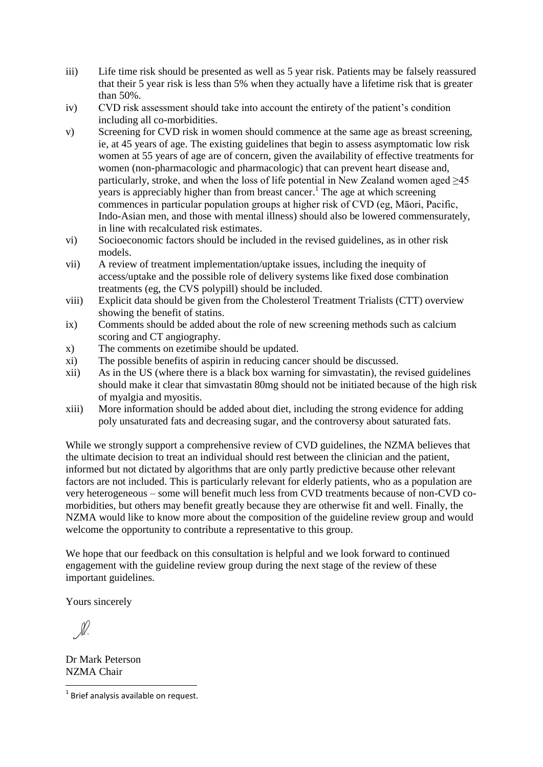iii) Life time risk should be presented as well as 5 year risk. Patients may be falsely reassured that their 5 year risk is less than 5% when they actually have a lifetime risk that is greater than 50%.

iv) CVD risk assessment should take into account the entirety of the patient's condition including all co-morbidities.

v) Screening for CVD risk in women should commence at the same age as breast screening, ie, at 45 years of age. The existing guidelines that begin to assess asymptomatic low risk women at 55 years of age are of concern, given the availability of effective treatments for women (non-pharmacologic and pharmacologic) that can prevent heart disease and, particularly, stroke, and when the loss of life potential in New Zealand women aged ≥45 years is appreciably higher than from breast cancer.[1] The age at which screening commences in particular population groups at higher risk of CVD (eg, Māori, Pacific, Indo-Asian men, and those with mental illness) should also be lowered commensurately, in line with recalculated risk estimates.

vi) Socioeconomic factors should be included in the revised guidelines, as in other risk models.

vii) A review of treatment implementation/uptake issues, including the inequity of access/uptake and the possible role of delivery systems like fixed dose combination treatments (eg, the CVS polypill) should be included.

viii) Explicit data should be given from the Cholesterol Treatment Trialists (CTT) overview showing the benefit of statins.

ix) Comments should be added about the role of new screening methods such as calcium scoring and CT angiography.

x) The comments on ezetimibe should be updated.

xi) The possible benefits of aspirin in reducing cancer should be discussed.

xii) As in the US (where there is a black box warning for simvastatin), the revised guidelines should make it clear that simvastatin 80mg should not be initiated because of the high risk of myalgia and myositis.

xiii) More information should be added about diet, including the strong evidence for adding poly unsaturated fats and decreasing sugar, and the controversy about saturated fats.

While we strongly support a comprehensive review of CVD guidelines, the NZMA believes that the ultimate decision to treat an individual should rest between the clinician and the patient, informed but not dictated by algorithms that are only partly predictive because other relevant factors are not included. This is particularly relevant for elderly patients, who as a population are very heterogeneous – some will benefit much less from CVD treatments because of non-CVD co-morbidities, but others may benefit greatly because they are otherwise fit and well. Finally, the NZMA would like to know more about the composition of the guideline review group and would welcome the opportunity to contribute a representative to this group.

We hope that our feedback on this consultation is helpful and we look forward to continued engagement with the guideline review group during the next stage of the review of these important guidelines.

Yours sincerely

Dr Mark Peterson
NZMA Chair

[1] Brief analysis available on request.